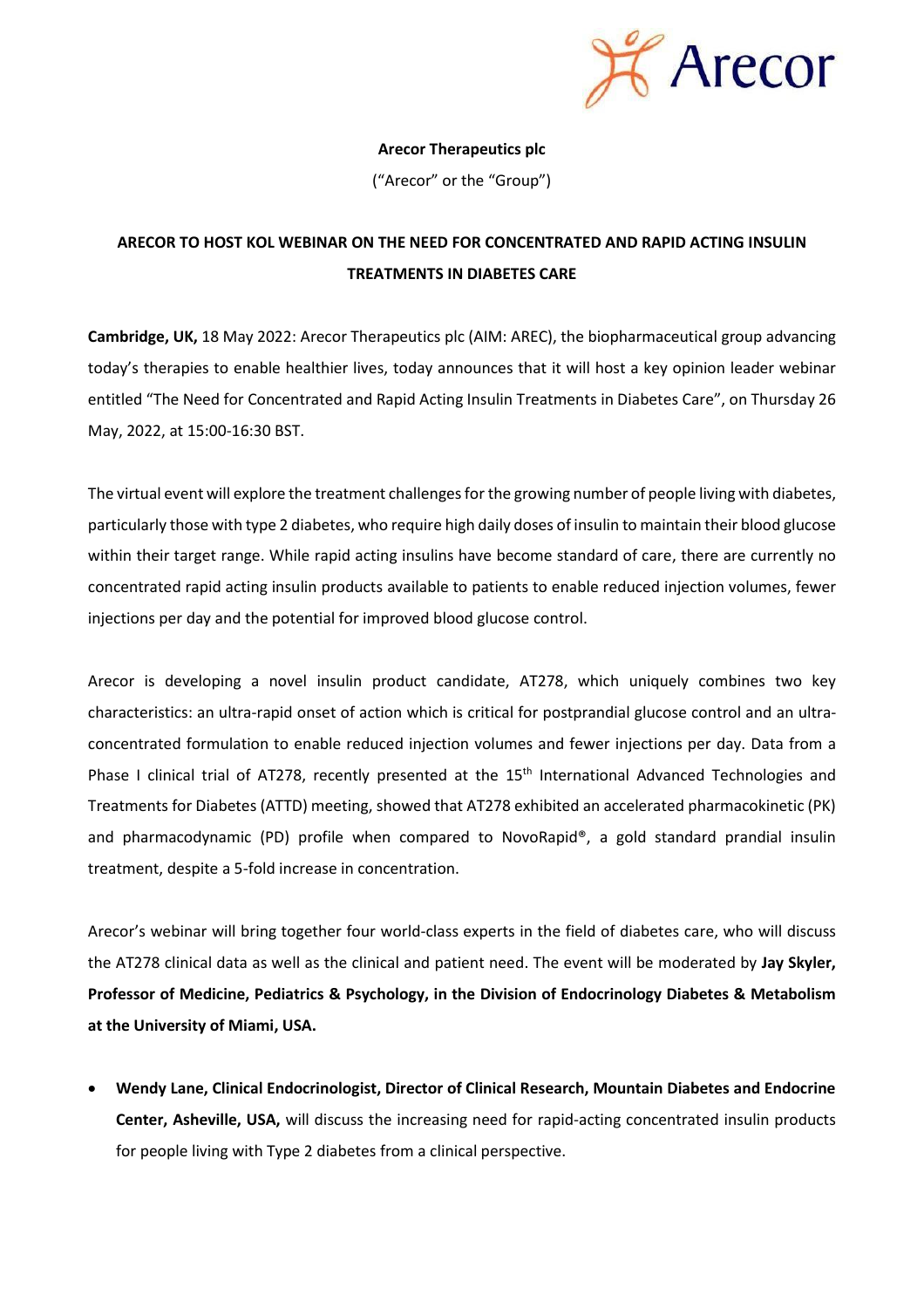**Arecor Therapeutics plc**

("Arecor" or the "Group")

**ARECOR TO HOST KOL WEBINAR ON THE NEED FOR CONCENTRATED AND RAPID ACTING INSULIN TREATMENTS IN DIABETES CARE**

**Cambridge, UK,** 18 May 2022: Arecor Therapeutics plc (AIM: AREC), the biopharmaceutical group advancing today's therapies to enable healthier lives, today announces that it will host a key opinion leader webinar entitled "The Need for Concentrated and Rapid Acting Insulin Treatments in Diabetes Care", on Thursday 26 May, 2022, at 15:00-16:30 BST.

The virtual event will explore the treatment challenges for the growing number of people living with diabetes, particularly those with type 2 diabetes, who require high daily doses of insulin to maintain their blood glucose within their target range. While rapid acting insulins have become standard of care, there are currently no concentrated rapid acting insulin products available to patients to enable reduced injection volumes, fewer injections per day and the potential for improved blood glucose control.

Arecor is developing a novel insulin product candidate, AT278, which uniquely combines two key characteristics: an ultra-rapid onset of action which is critical for postprandial glucose control and an ultra-concentrated formulation to enable reduced injection volumes and fewer injections per day. Data from a Phase I clinical trial of AT278, recently presented at the 15th International Advanced Technologies and Treatments for Diabetes (ATTD) meeting, showed that AT278 exhibited an accelerated pharmacokinetic (PK) and pharmacodynamic (PD) profile when compared to NovoRapid®, a gold standard prandial insulin treatment, despite a 5-fold increase in concentration.

Arecor's webinar will bring together four world-class experts in the field of diabetes care, who will discuss the AT278 clinical data as well as the clinical and patient need. The event will be moderated by **Jay Skyler, Professor of Medicine, Pediatrics & Psychology, in the Division of Endocrinology Diabetes & Metabolism at the University of Miami, USA.**

- **Wendy Lane, Clinical Endocrinologist, Director of Clinical Research, Mountain Diabetes and Endocrine Center, Asheville, USA,** will discuss the increasing need for rapid-acting concentrated insulin products for people living with Type 2 diabetes from a clinical perspective.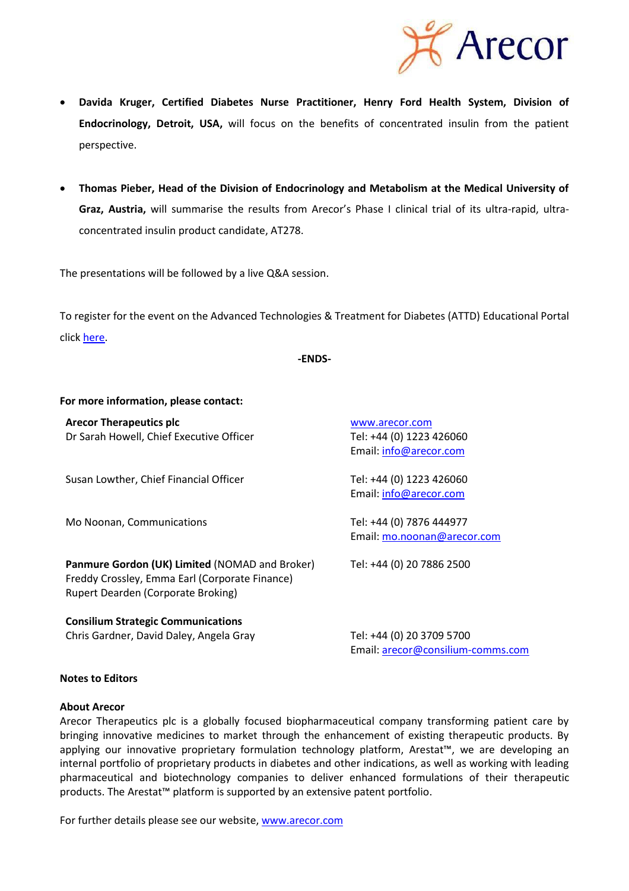- **Davida Kruger, Certified Diabetes Nurse Practitioner, Henry Ford Health System, Division of Endocrinology, Detroit, USA,** will focus on the benefits of concentrated insulin from the patient perspective.

- **Thomas Pieber, Head of the Division of Endocrinology and Metabolism at the Medical University of Graz, Austria,** will summarise the results from Arecor's Phase I clinical trial of its ultra-rapid, ultra-concentrated insulin product candidate, AT278.

The presentations will be followed by a live Q&A session.

To register for the event on the Advanced Technologies & Treatment for Diabetes (ATTD) Educational Portal click here.

**-ENDS-**

**For more information, please contact:**

| | |
|---|---|
| **Arecor Therapeutics plc**<br>Dr Sarah Howell, Chief Executive Officer | www.arecor.com<br>Tel: +44 (0) 1223 426060<br>Email: info@arecor.com |
| Susan Lowther, Chief Financial Officer | Tel: +44 (0) 1223 426060<br>Email: info@arecor.com |
| Mo Noonan, Communications | Tel: +44 (0) 7876 444977<br>Email: mo.noonan@arecor.com |
| **Panmure Gordon (UK) Limited** (NOMAD and Broker)<br>Freddy Crossley, Emma Earl (Corporate Finance)<br>Rupert Dearden (Corporate Broking) | Tel: +44 (0) 20 7886 2500 |
| **Consilium Strategic Communications**<br>Chris Gardner, David Daley, Angela Gray | Tel: +44 (0) 20 3709 5700<br>Email: arecor@consilium-comms.com |

**Notes to Editors**

**About Arecor**

Arecor Therapeutics plc is a globally focused biopharmaceutical company transforming patient care by bringing innovative medicines to market through the enhancement of existing therapeutic products. By applying our innovative proprietary formulation technology platform, Arestat™, we are developing an internal portfolio of proprietary products in diabetes and other indications, as well as working with leading pharmaceutical and biotechnology companies to deliver enhanced formulations of their therapeutic products. The Arestat™ platform is supported by an extensive patent portfolio.

For further details please see our website, www.arecor.com